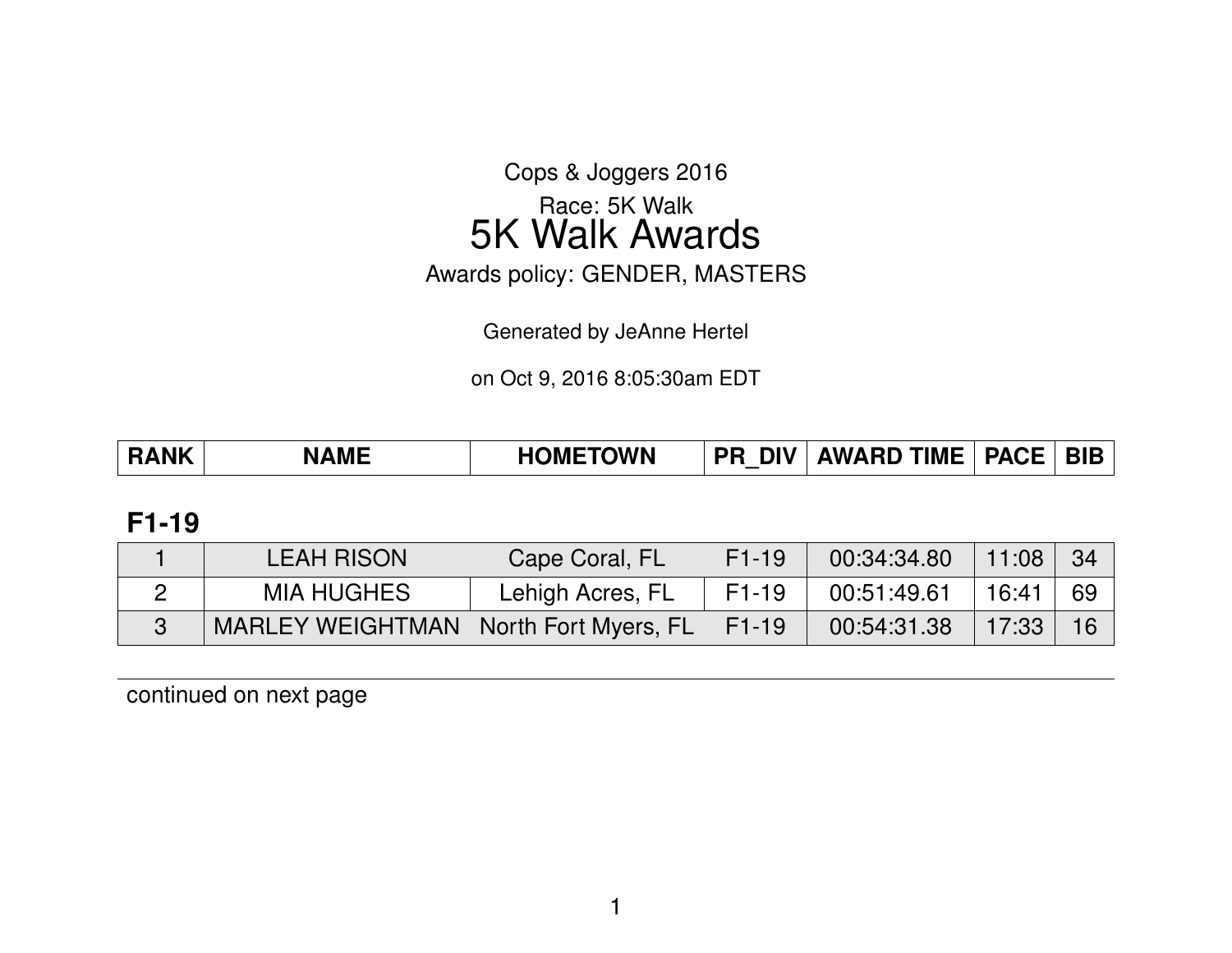Cops & Joggers 2016

Race: 5K Walk

# 5K Walk Awards

Awards policy: GENDER, MASTERS

Generated by JeAnne Hertel

on Oct 9, 2016 8:05:30am EDT

## F1-19

| RANK | NAME | HOMETOWN | PR_DIV | AWARD TIME | PACE | BIB |
|---|---|---|---|---|---|---|
| 1 | LEAH RISON | Cape Coral, FL | F1-19 | 00:34:34.80 | 11:08 | 34 |
| 2 | MIA HUGHES | Lehigh Acres, FL | F1-19 | 00:51:49.61 | 16:41 | 69 |
| 3 | MARLEY WEIGHTMAN | North Fort Myers, FL | F1-19 | 00:54:31.38 | 17:33 | 16 |

continued on next page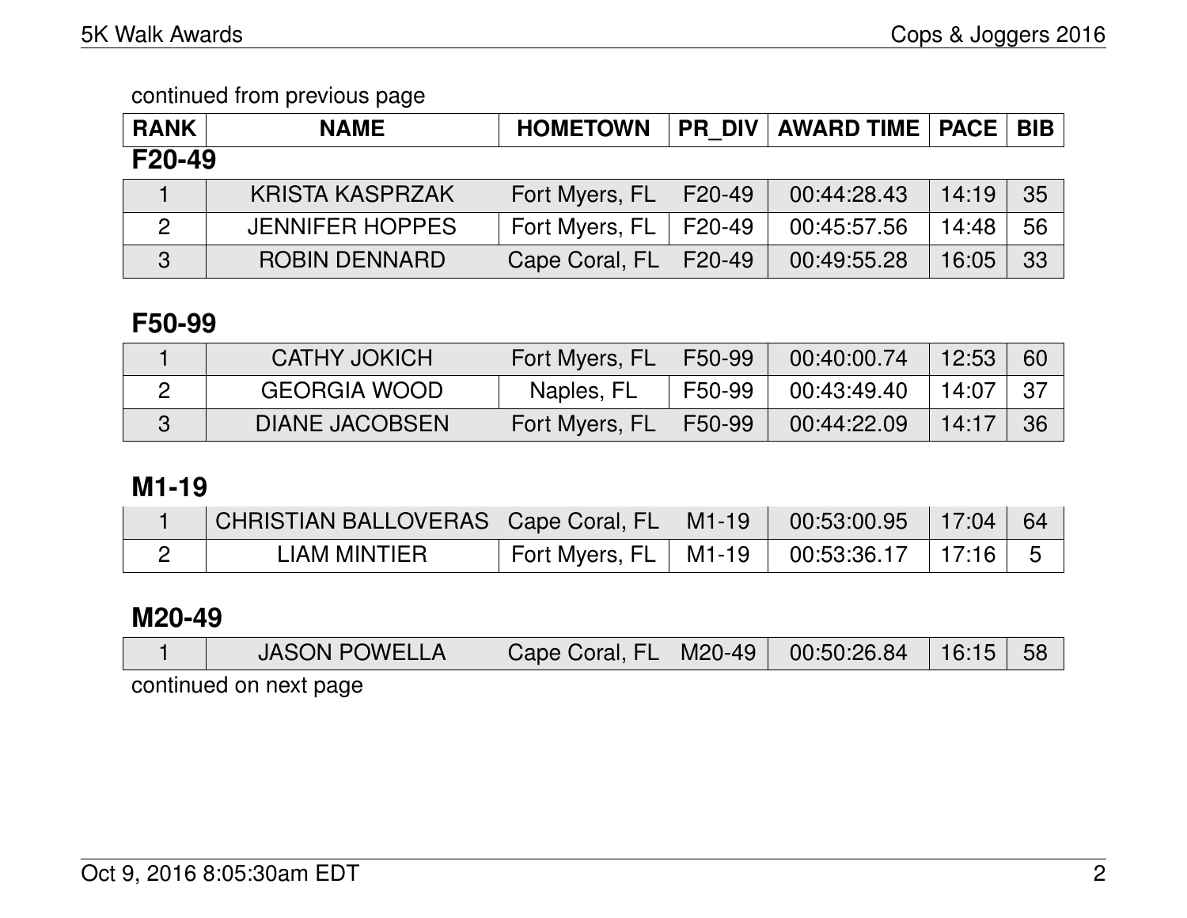continued from previous page

## F20-49

| RANK | NAME | HOMETOWN | PR_DIV | AWARD TIME | PACE | BIB |
| --- | --- | --- | --- | --- | --- | --- |
| 1 | KRISTA KASPRZAK | Fort Myers, FL | F20-49 | 00:44:28.43 | 14:19 | 35 |
| 2 | JENNIFER HOPPES | Fort Myers, FL | F20-49 | 00:45:57.56 | 14:48 | 56 |
| 3 | ROBIN DENNARD | Cape Coral, FL | F20-49 | 00:49:55.28 | 16:05 | 33 |

## F50-99

| RANK | NAME | HOMETOWN | PR_DIV | AWARD TIME | PACE | BIB |
| --- | --- | --- | --- | --- | --- | --- |
| 1 | CATHY JOKICH | Fort Myers, FL | F50-99 | 00:40:00.74 | 12:53 | 60 |
| 2 | GEORGIA WOOD | Naples, FL | F50-99 | 00:43:49.40 | 14:07 | 37 |
| 3 | DIANE JACOBSEN | Fort Myers, FL | F50-99 | 00:44:22.09 | 14:17 | 36 |

## M1-19

| RANK | NAME | HOMETOWN | PR_DIV | AWARD TIME | PACE | BIB |
| --- | --- | --- | --- | --- | --- | --- |
| 1 | CHRISTIAN BALLOVERAS | Cape Coral, FL | M1-19 | 00:53:00.95 | 17:04 | 64 |
| 2 | LIAM MINTIER | Fort Myers, FL | M1-19 | 00:53:36.17 | 17:16 | 5 |

## M20-49

| RANK | NAME | HOMETOWN | PR_DIV | AWARD TIME | PACE | BIB |
| --- | --- | --- | --- | --- | --- | --- |
| 1 | JASON POWELLA | Cape Coral, FL | M20-49 | 00:50:26.84 | 16:15 | 58 |

continued on next page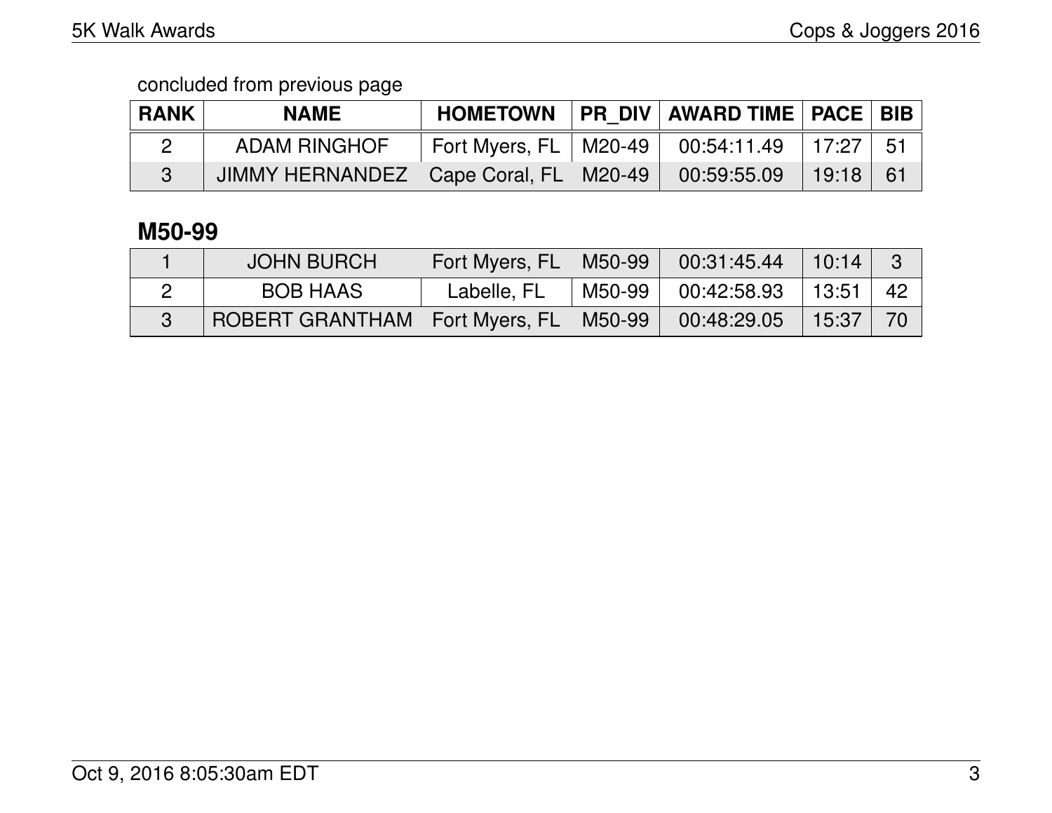concluded from previous page

| RANK | NAME | HOMETOWN | PR_DIV | AWARD TIME | PACE | BIB |
|---|---|---|---|---|---|---|
| 2 | ADAM RINGHOF | Fort Myers, FL | M20-49 | 00:54:11.49 | 17:27 | 51 |
| 3 | JIMMY HERNANDEZ | Cape Coral, FL | M20-49 | 00:59:55.09 | 19:18 | 61 |

## M50-99

| | | | | | | |
|---|---|---|---|---|---|---|
| 1 | JOHN BURCH | Fort Myers, FL | M50-99 | 00:31:45.44 | 10:14 | 3 |
| 2 | BOB HAAS | Labelle, FL | M50-99 | 00:42:58.93 | 13:51 | 42 |
| 3 | ROBERT GRANTHAM | Fort Myers, FL | M50-99 | 00:48:29.05 | 15:37 | 70 |